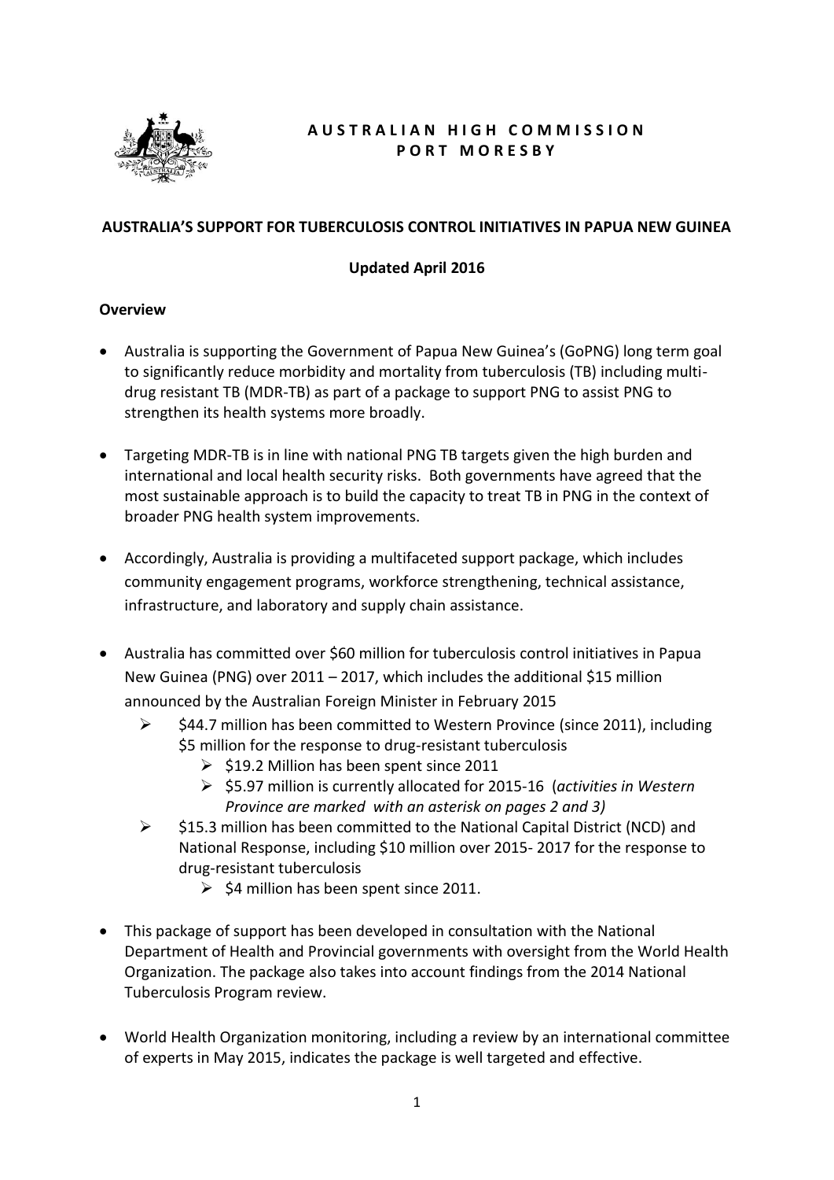**AUSTRALIAN HIGH COMMISSION**
**PORT MORESBY**

# AUSTRALIA'S SUPPORT FOR TUBERCULOSIS CONTROL INITIATIVES IN PAPUA NEW GUINEA

**Updated April 2016**

## Overview

- Australia is supporting the Government of Papua New Guinea's (GoPNG) long term goal to significantly reduce morbidity and mortality from tuberculosis (TB) including multi-drug resistant TB (MDR-TB) as part of a package to support PNG to assist PNG to strengthen its health systems more broadly.

- Targeting MDR-TB is in line with national PNG TB targets given the high burden and international and local health security risks. Both governments have agreed that the most sustainable approach is to build the capacity to treat TB in PNG in the context of broader PNG health system improvements.

- Accordingly, Australia is providing a multifaceted support package, which includes community engagement programs, workforce strengthening, technical assistance, infrastructure, and laboratory and supply chain assistance.

- Australia has committed over $60 million for tuberculosis control initiatives in Papua New Guinea (PNG) over 2011 – 2017, which includes the additional $15 million announced by the Australian Foreign Minister in February 2015
  - $44.7 million has been committed to Western Province (since 2011), including $5 million for the response to drug-resistant tuberculosis
    - $19.2 Million has been spent since 2011
    - $5.97 million is currently allocated for 2015-16 (*activities in Western Province are marked with an asterisk on pages 2 and 3)*
  - $15.3 million has been committed to the National Capital District (NCD) and National Response, including $10 million over 2015- 2017 for the response to drug-resistant tuberculosis
    - $4 million has been spent since 2011.

- This package of support has been developed in consultation with the National Department of Health and Provincial governments with oversight from the World Health Organization. The package also takes into account findings from the 2014 National Tuberculosis Program review.

- World Health Organization monitoring, including a review by an international committee of experts in May 2015, indicates the package is well targeted and effective.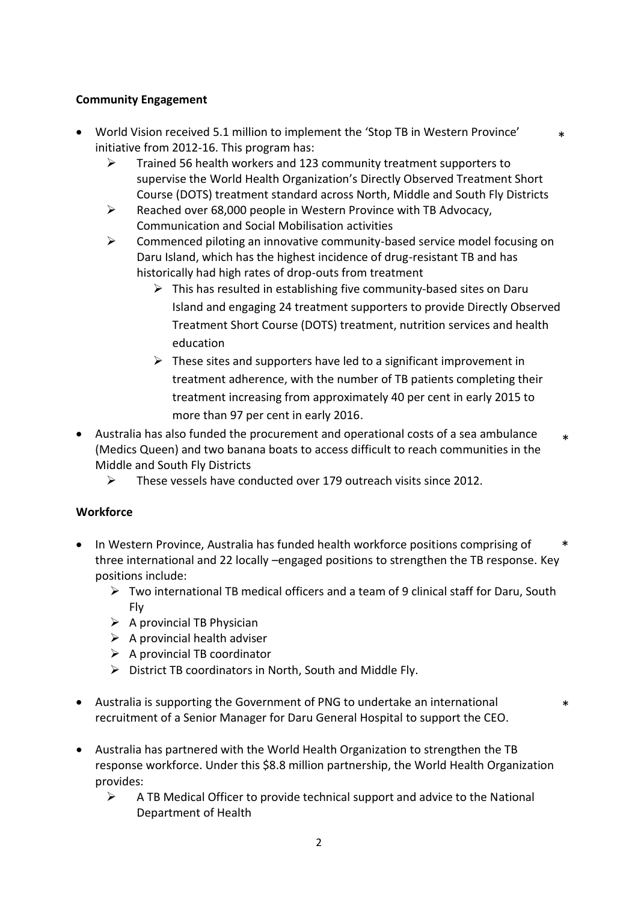**Community Engagement**

- World Vision received 5.1 million to implement the 'Stop TB in Western Province' initiative from 2012-16. This program has: *
  - Trained 56 health workers and 123 community treatment supporters to supervise the World Health Organization's Directly Observed Treatment Short Course (DOTS) treatment standard across North, Middle and South Fly Districts
  - Reached over 68,000 people in Western Province with TB Advocacy, Communication and Social Mobilisation activities
  - Commenced piloting an innovative community-based service model focusing on Daru Island, which has the highest incidence of drug-resistant TB and has historically had high rates of drop-outs from treatment
    - This has resulted in establishing five community-based sites on Daru Island and engaging 24 treatment supporters to provide Directly Observed Treatment Short Course (DOTS) treatment, nutrition services and health education
    - These sites and supporters have led to a significant improvement in treatment adherence, with the number of TB patients completing their treatment increasing from approximately 40 per cent in early 2015 to more than 97 per cent in early 2016.
- Australia has also funded the procurement and operational costs of a sea ambulance (Medics Queen) and two banana boats to access difficult to reach communities in the Middle and South Fly Districts *
  - These vessels have conducted over 179 outreach visits since 2012.

**Workforce**

- In Western Province, Australia has funded health workforce positions comprising of three international and 22 locally –engaged positions to strengthen the TB response. Key positions include: *
  - Two international TB medical officers and a team of 9 clinical staff for Daru, South Fly
  - A provincial TB Physician
  - A provincial health adviser
  - A provincial TB coordinator
  - District TB coordinators in North, South and Middle Fly.
- Australia is supporting the Government of PNG to undertake an international recruitment of a Senior Manager for Daru General Hospital to support the CEO. *
- Australia has partnered with the World Health Organization to strengthen the TB response workforce. Under this $8.8 million partnership, the World Health Organization provides:
  - A TB Medical Officer to provide technical support and advice to the National Department of Health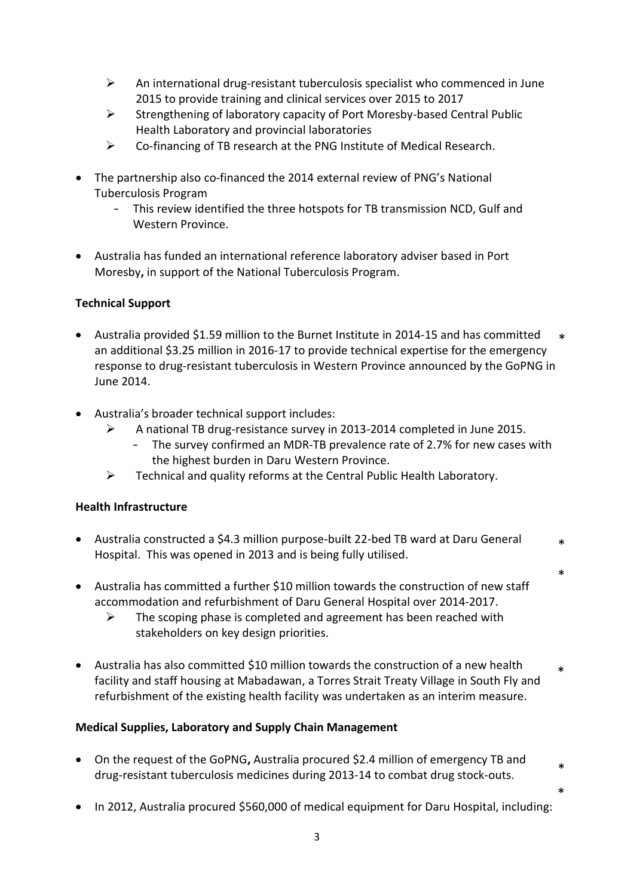- ➢ An international drug-resistant tuberculosis specialist who commenced in June 2015 to provide training and clinical services over 2015 to 2017
  - ➢ Strengthening of laboratory capacity of Port Moresby-based Central Public Health Laboratory and provincial laboratories
  - ➢ Co-financing of TB research at the PNG Institute of Medical Research.

- The partnership also co-financed the 2014 external review of PNG's National Tuberculosis Program
  - This review identified the three hotspots for TB transmission NCD, Gulf and Western Province.

- Australia has funded an international reference laboratory adviser based in Port Moresby**,** in support of the National Tuberculosis Program.

**Technical Support**

- Australia provided $1.59 million to the Burnet Institute in 2014-15 and has committed an additional $3.25 million in 2016-17 to provide technical expertise for the emergency response to drug-resistant tuberculosis in Western Province announced by the GoPNG in June 2014. *

- Australia's broader technical support includes:
  - ➢ A national TB drug-resistance survey in 2013-2014 completed in June 2015.
    - The survey confirmed an MDR-TB prevalence rate of 2.7% for new cases with the highest burden in Daru Western Province.
  - ➢ Technical and quality reforms at the Central Public Health Laboratory.

**Health Infrastructure**

- Australia constructed a $4.3 million purpose-built 22-bed TB ward at Daru General Hospital. This was opened in 2013 and is being fully utilised. *

*

- Australia has committed a further $10 million towards the construction of new staff accommodation and refurbishment of Daru General Hospital over 2014-2017.
  - ➢ The scoping phase is completed and agreement has been reached with stakeholders on key design priorities.

- Australia has also committed $10 million towards the construction of a new health facility and staff housing at Mabadawan, a Torres Strait Treaty Village in South Fly and refurbishment of the existing health facility was undertaken as an interim measure. *

**Medical Supplies, Laboratory and Supply Chain Management**

- On the request of the GoPNG**,** Australia procured $2.4 million of emergency TB and drug-resistant tuberculosis medicines during 2013-14 to combat drug stock-outs. *

*

- In 2012, Australia procured $560,000 of medical equipment for Daru Hospital, including: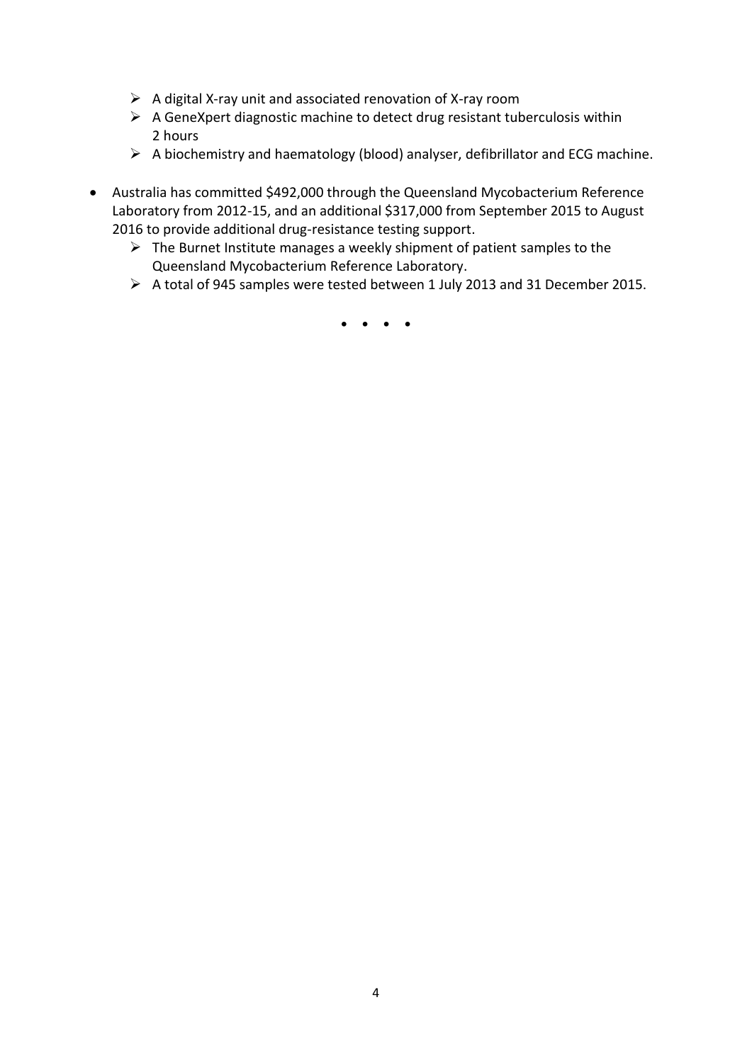- A digital X-ray unit and associated renovation of X-ray room
  - A GeneXpert diagnostic machine to detect drug resistant tuberculosis within 2 hours
  - A biochemistry and haematology (blood) analyser, defibrillator and ECG machine.

- Australia has committed $492,000 through the Queensland Mycobacterium Reference Laboratory from 2012-15, and an additional $317,000 from September 2015 to August 2016 to provide additional drug-resistance testing support.
  - The Burnet Institute manages a weekly shipment of patient samples to the Queensland Mycobacterium Reference Laboratory.
  - A total of 945 samples were tested between 1 July 2013 and 31 December 2015.

• • • •